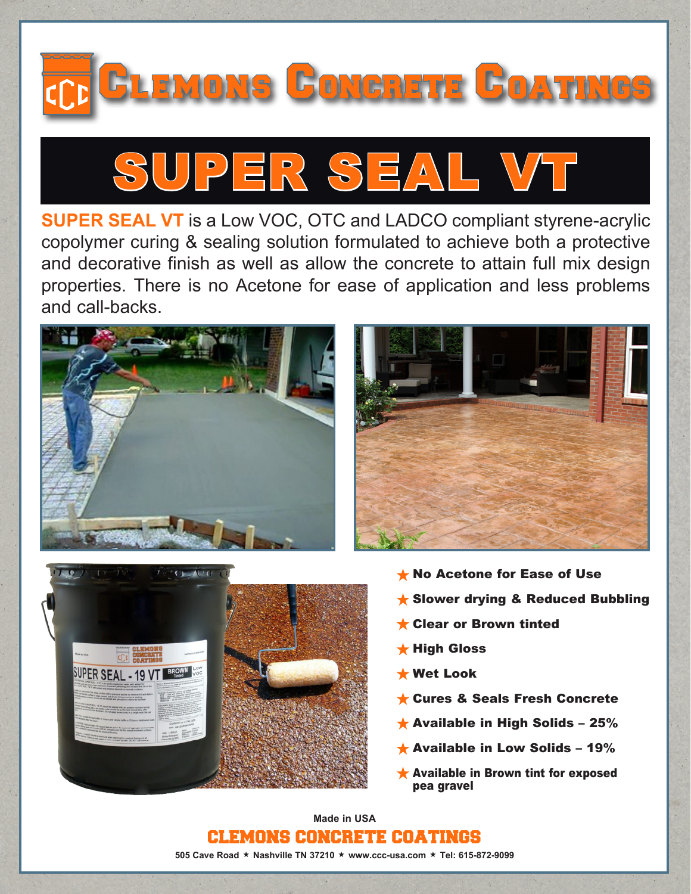# CLEMONS CONCRETE COATINGS

# SUPER SEAL VT

**SUPER SEAL VT** is a Low VOC, OTC and LADCO compliant styrene-acrylic copolymer curing & sealing solution formulated to achieve both a protective and decorative finish as well as allow the concrete to attain full mix design properties. There is no Acetone for ease of application and less problems and call-backs.

- **No Acetone for Ease of Use**
- **Slower drying & Reduced Bubbling**
- **Clear or Brown tinted**
- **High Gloss**
- **Wet Look**
- **Cures & Seals Fresh Concrete**
- **Available in High Solids – 25%**
- **Available in Low Solids – 19%**
- **Available in Brown tint for exposed pea gravel**

**Made in USA**

**CLEMONS CONCRETE COATINGS**

**505 Cave Road ★ Nashville TN 37210 ★ www.ccc-usa.com ★ Tel: 615-872-9099**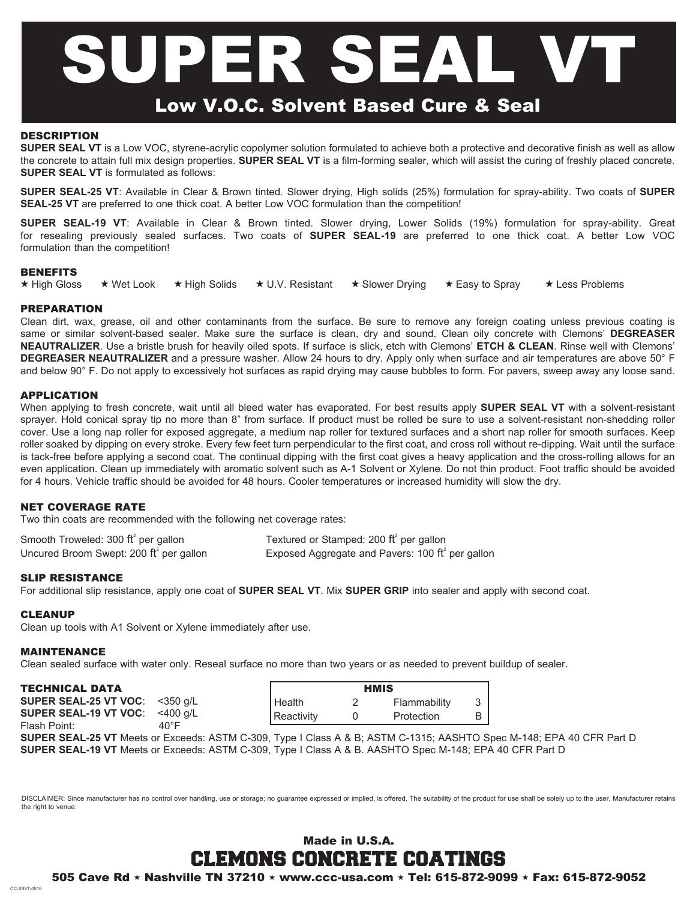# SUPER SEAL VT

## Low V.O.C. Solvent Based Cure & Seal

### DESCRIPTION

**SUPER SEAL VT** is a Low VOC, styrene-acrylic copolymer solution formulated to achieve both a protective and decorative finish as well as allow the concrete to attain full mix design properties. **SUPER SEAL VT** is a film-forming sealer, which will assist the curing of freshly placed concrete. **SUPER SEAL VT** is formulated as follows:

**SUPER SEAL-25 VT**: Available in Clear & Brown tinted. Slower drying, High solids (25%) formulation for spray-ability. Two coats of **SUPER SEAL-25 VT** are preferred to one thick coat. A better Low VOC formulation than the competition!

**SUPER SEAL-19 VT**: Available in Clear & Brown tinted. Slower drying, Lower Solids (19%) formulation for spray-ability. Great for resealing previously sealed surfaces. Two coats of **SUPER SEAL-19** are preferred to one thick coat. A better Low VOC formulation than the competition!

### BENEFITS

★ High Gloss ★ Wet Look ★ High Solids ★ U.V. Resistant ★ Slower Drying ★ Easy to Spray ★ Less Problems

### PREPARATION

Clean dirt, wax, grease, oil and other contaminants from the surface. Be sure to remove any foreign coating unless previous coating is same or similar solvent-based sealer. Make sure the surface is clean, dry and sound. Clean oily concrete with Clemons' **DEGREASER NEAUTRALIZER**. Use a bristle brush for heavily oiled spots. If surface is slick, etch with Clemons' **ETCH & CLEAN**. Rinse well with Clemons' **DEGREASER NEAUTRALIZER** and a pressure washer. Allow 24 hours to dry. Apply only when surface and air temperatures are above 50° F and below 90° F. Do not apply to excessively hot surfaces as rapid drying may cause bubbles to form. For pavers, sweep away any loose sand.

### APPLICATION

When applying to fresh concrete, wait until all bleed water has evaporated. For best results apply **SUPER SEAL VT** with a solvent-resistant sprayer. Hold conical spray tip no more than 8" from surface. If product must be rolled be sure to use a solvent-resistant non-shedding roller cover. Use a long nap roller for exposed aggregate, a medium nap roller for textured surfaces and a short nap roller for smooth surfaces. Keep roller soaked by dipping on every stroke. Every few feet turn perpendicular to the first coat, and cross roll without re-dipping. Wait until the surface is tack-free before applying a second coat. The continual dipping with the first coat gives a heavy application and the cross-rolling allows for an even application. Clean up immediately with aromatic solvent such as A-1 Solvent or Xylene. Do not thin product. Foot traffic should be avoided for 4 hours. Vehicle traffic should be avoided for 48 hours. Cooler temperatures or increased humidity will slow the dry.

### NET COVERAGE RATE

Two thin coats are recommended with the following net coverage rates:

Smooth Troweled: 300 $ft^2$ per gallon
Uncured Broom Swept: 200 $ft^2$ per gallon
Textured or Stamped: 200 $ft^2$ per gallon
Exposed Aggregate and Pavers: 100 $ft^2$ per gallon

### SLIP RESISTANCE

For additional slip resistance, apply one coat of **SUPER SEAL VT**. Mix **SUPER GRIP** into sealer and apply with second coat.

### CLEANUP

Clean up tools with A1 Solvent or Xylene immediately after use.

### MAINTENANCE

Clean sealed surface with water only. Reseal surface no more than two years or as needed to prevent buildup of sealer.

### TECHNICAL DATA

**SUPER SEAL-25 VT VOC**: <350 g/L
**SUPER SEAL-19 VT VOC**: <400 g/L
Flash Point: 40°F

| HMIS | | | |
|---|---|---|---|
| Health | 2 | Flammability | 3 |
| Reactivity | 0 | Protection | B |

**SUPER SEAL-25 VT** Meets or Exceeds: ASTM C-309, Type I Class A & B; ASTM C-1315; AASHTO Spec M-148; EPA 40 CFR Part D
**SUPER SEAL-19 VT** Meets or Exceeds: ASTM C-309, Type I Class A & B. AASHTO Spec M-148; EPA 40 CFR Part D

DISCLAIMER: Since manufacturer has no control over handling, use or storage; no guarantee expressed or implied, is offered. The suitability of the product for use shall be solely up to the user. Manufacturer retains the right to venue.

**Made in U.S.A.**

**CLEMONS CONCRETE COATINGS**

505 Cave Rd ★ Nashville TN 37210 ★ www.ccc-usa.com ★ Tel: 615-872-9099 ★ Fax: 615-872-9052

CC-SSVT-0515